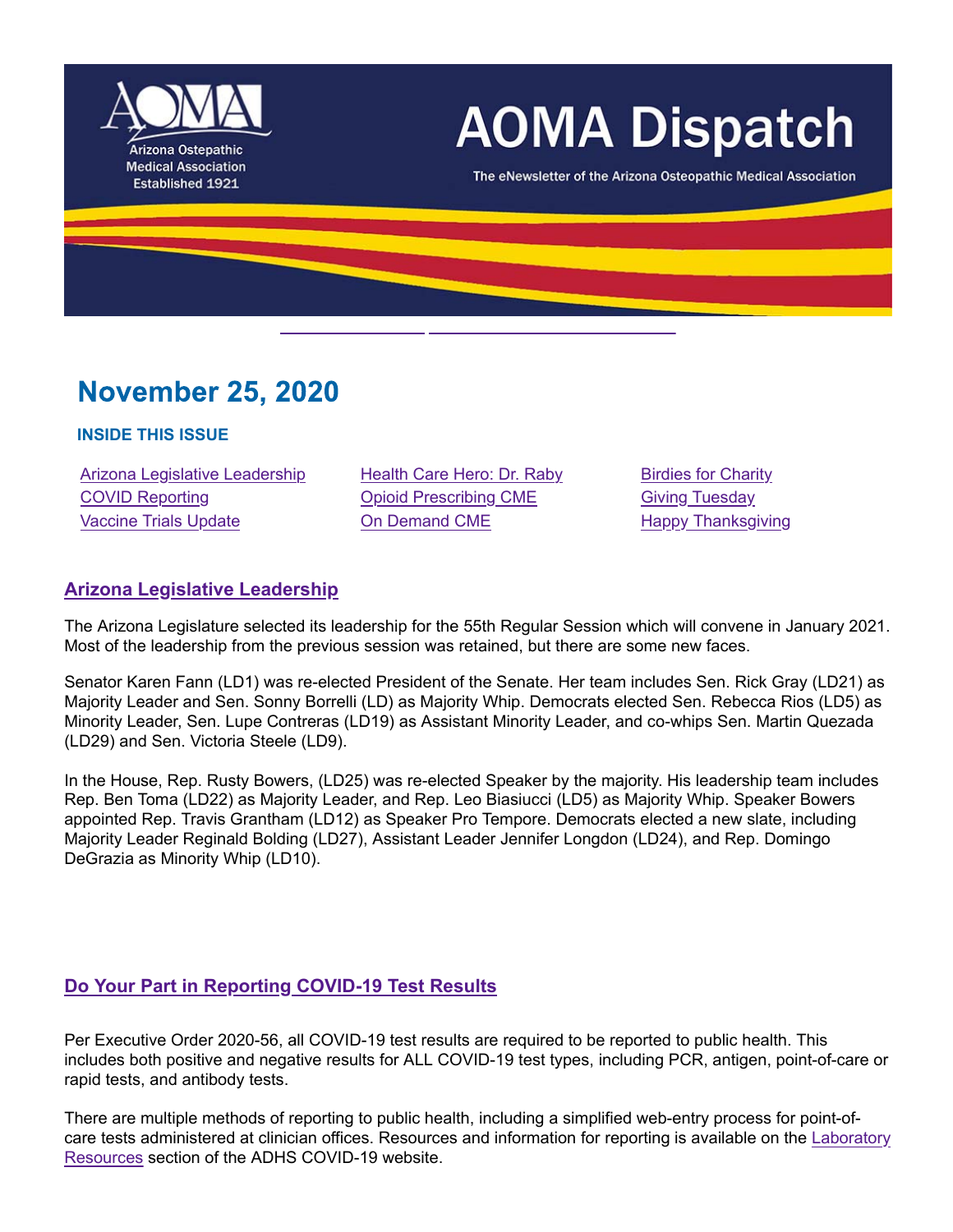# AOMA Dispatch

The eNewsletter of the Arizona Osteopathic Medical Association

Arizona Ostepathic Medical Association Established 1921

## November 25, 2020

### INSIDE THIS ISSUE

| | | |
|---|---|---|
| Arizona Legislative Leadership | Health Care Hero: Dr. Raby | Birdies for Charity |
| COVID Reporting | Opioid Prescribing CME | Giving Tuesday |
| Vaccine Trials Update | On Demand CME | Happy Thanksgiving |

### Arizona Legislative Leadership

The Arizona Legislature selected its leadership for the 55th Regular Session which will convene in January 2021. Most of the leadership from the previous session was retained, but there are some new faces.

Senator Karen Fann (LD1) was re-elected President of the Senate. Her team includes Sen. Rick Gray (LD21) as Majority Leader and Sen. Sonny Borrelli (LD) as Majority Whip. Democrats elected Sen. Rebecca Rios (LD5) as Minority Leader, Sen. Lupe Contreras (LD19) as Assistant Minority Leader, and co-whips Sen. Martin Quezada (LD29) and Sen. Victoria Steele (LD9).

In the House, Rep. Rusty Bowers, (LD25) was re-elected Speaker by the majority. His leadership team includes Rep. Ben Toma (LD22) as Majority Leader, and Rep. Leo Biasiucci (LD5) as Majority Whip. Speaker Bowers appointed Rep. Travis Grantham (LD12) as Speaker Pro Tempore. Democrats elected a new slate, including Majority Leader Reginald Bolding (LD27), Assistant Leader Jennifer Longdon (LD24), and Rep. Domingo DeGrazia as Minority Whip (LD10).

### Do Your Part in Reporting COVID-19 Test Results

Per Executive Order 2020-56, all COVID-19 test results are required to be reported to public health. This includes both positive and negative results for ALL COVID-19 test types, including PCR, antigen, point-of-care or rapid tests, and antibody tests.

There are multiple methods of reporting to public health, including a simplified web-entry process for point-of-care tests administered at clinician offices. Resources and information for reporting is available on the Laboratory Resources section of the ADHS COVID-19 website.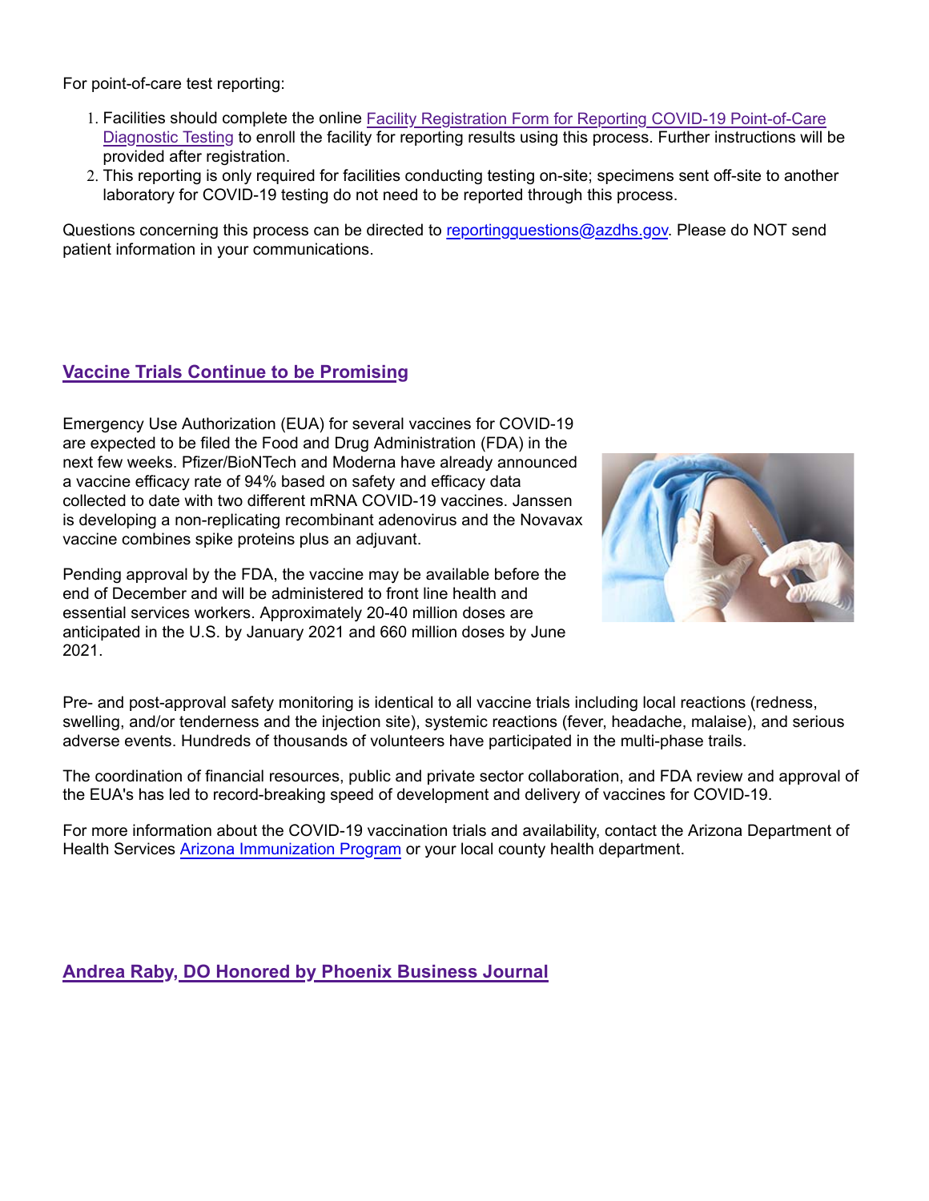For point-of-care test reporting:

1. Facilities should complete the online Facility Registration Form for Reporting COVID-19 Point-of-Care Diagnostic Testing to enroll the facility for reporting results using this process. Further instructions will be provided after registration.
2. This reporting is only required for facilities conducting testing on-site; specimens sent off-site to another laboratory for COVID-19 testing do not need to be reported through this process.

Questions concerning this process can be directed to reportingquestions@azdhs.gov. Please do NOT send patient information in your communications.

## Vaccine Trials Continue to be Promising

Emergency Use Authorization (EUA) for several vaccines for COVID-19 are expected to be filed the Food and Drug Administration (FDA) in the next few weeks. Pfizer/BioNTech and Moderna have already announced a vaccine efficacy rate of 94% based on safety and efficacy data collected to date with two different mRNA COVID-19 vaccines. Janssen is developing a non-replicating recombinant adenovirus and the Novavax vaccine combines spike proteins plus an adjuvant.

Pending approval by the FDA, the vaccine may be available before the end of December and will be administered to front line health and essential services workers. Approximately 20-40 million doses are anticipated in the U.S. by January 2021 and 660 million doses by June 2021.

Pre- and post-approval safety monitoring is identical to all vaccine trials including local reactions (redness, swelling, and/or tenderness and the injection site), systemic reactions (fever, headache, malaise), and serious adverse events. Hundreds of thousands of volunteers have participated in the multi-phase trails.

The coordination of financial resources, public and private sector collaboration, and FDA review and approval of the EUA's has led to record-breaking speed of development and delivery of vaccines for COVID-19.

For more information about the COVID-19 vaccination trials and availability, contact the Arizona Department of Health Services Arizona Immunization Program or your local county health department.

## Andrea Raby, DO Honored by Phoenix Business Journal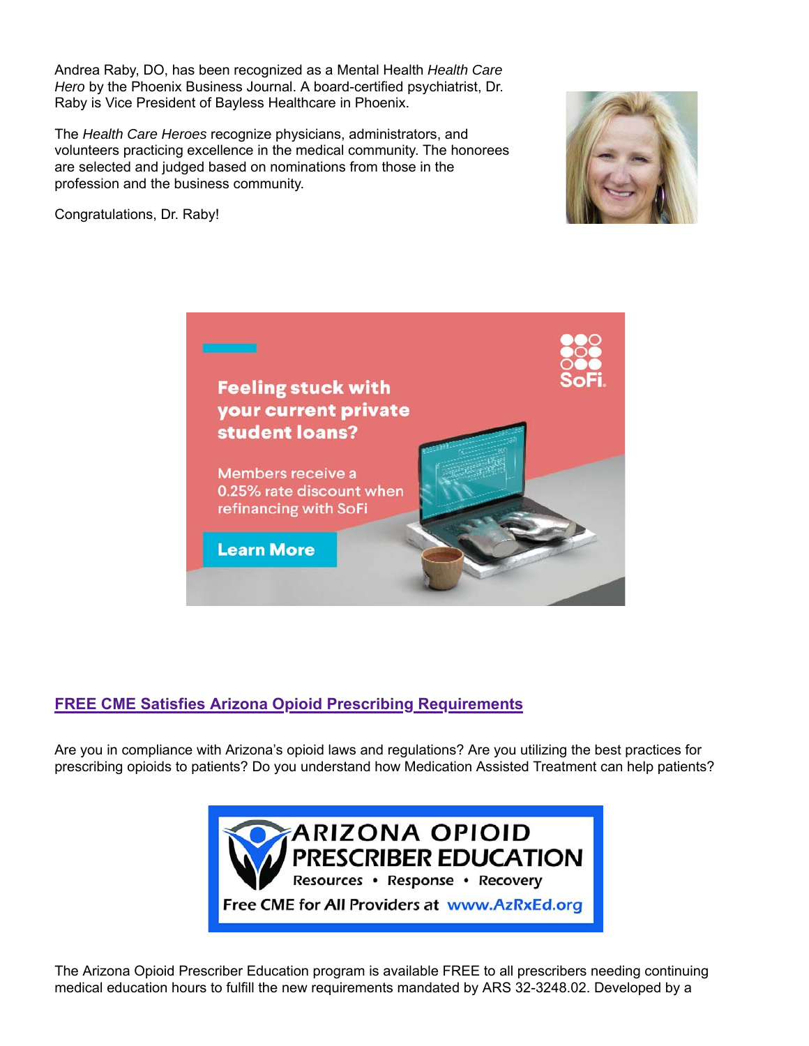Andrea Raby, DO, has been recognized as a Mental Health *Health Care Hero* by the Phoenix Business Journal. A board-certified psychiatrist, Dr. Raby is Vice President of Bayless Healthcare in Phoenix.

The *Health Care Heroes* recognize physicians, administrators, and volunteers practicing excellence in the medical community. The honorees are selected and judged based on nominations from those in the profession and the business community.

Congratulations, Dr. Raby!

## FREE CME Satisfies Arizona Opioid Prescribing Requirements

Are you in compliance with Arizona's opioid laws and regulations? Are you utilizing the best practices for prescribing opioids to patients? Do you understand how Medication Assisted Treatment can help patients?

The Arizona Opioid Prescriber Education program is available FREE to all prescribers needing continuing medical education hours to fulfill the new requirements mandated by ARS 32-3248.02. Developed by a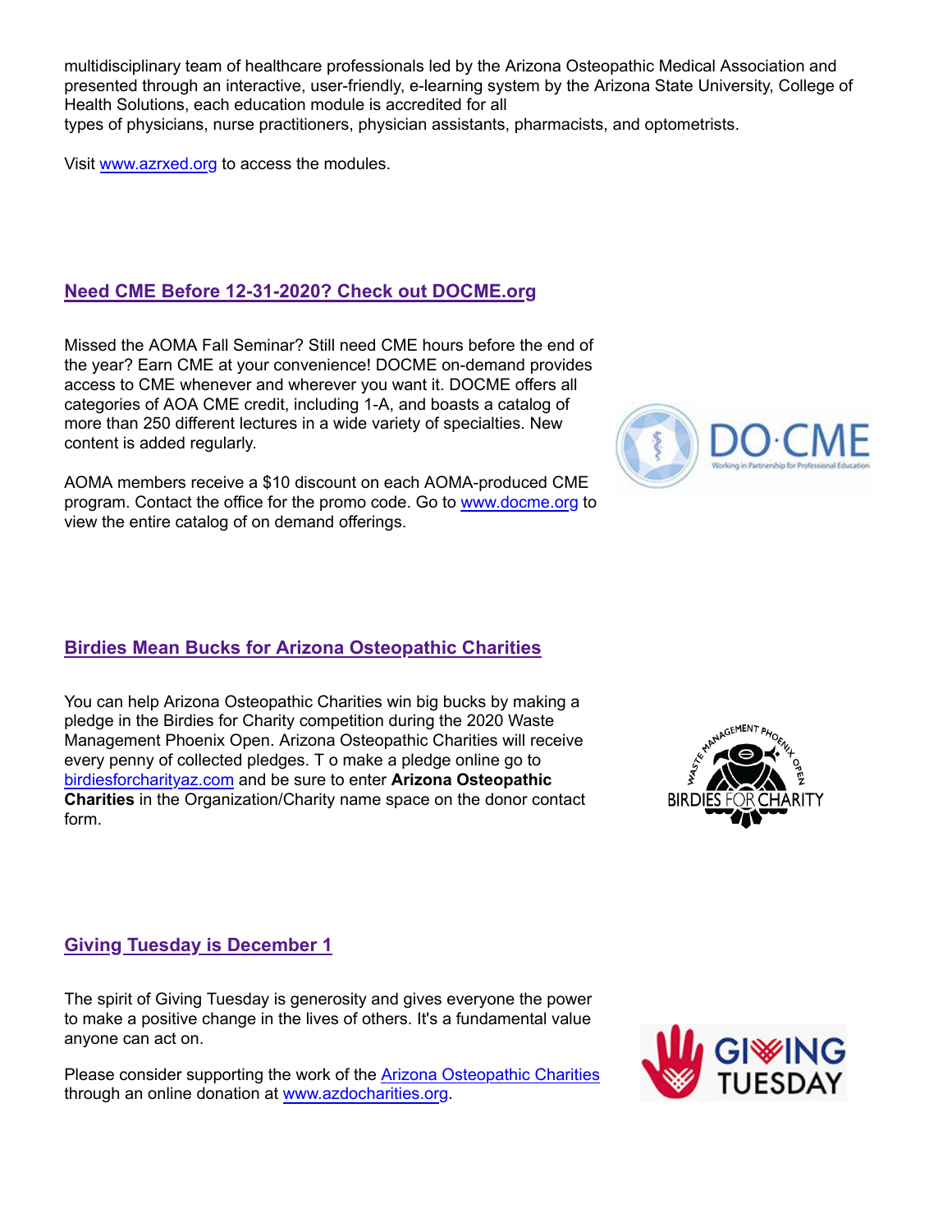multidisciplinary team of healthcare professionals led by the Arizona Osteopathic Medical Association and presented through an interactive, user-friendly, e-learning system by the Arizona State University, College of Health Solutions, each education module is accredited for all
types of physicians, nurse practitioners, physician assistants, pharmacists, and optometrists.

Visit www.azrxed.org to access the modules.

## Need CME Before 12-31-2020? Check out DOCME.org

Missed the AOMA Fall Seminar? Still need CME hours before the end of the year? Earn CME at your convenience! DOCME on-demand provides access to CME whenever and wherever you want it. DOCME offers all categories of AOA CME credit, including 1-A, and boasts a catalog of more than 250 different lectures in a wide variety of specialties. New content is added regularly.

AOMA members receive a $10 discount on each AOMA-produced CME program. Contact the office for the promo code. Go to www.docme.org to view the entire catalog of on demand offerings.

## Birdies Mean Bucks for Arizona Osteopathic Charities

You can help Arizona Osteopathic Charities win big bucks by making a pledge in the Birdies for Charity competition during the 2020 Waste Management Phoenix Open. Arizona Osteopathic Charities will receive every penny of collected pledges. T o make a pledge online go to birdiesforcharityaz.com and be sure to enter **Arizona Osteopathic Charities** in the Organization/Charity name space on the donor contact form.

## Giving Tuesday is December 1

The spirit of Giving Tuesday is generosity and gives everyone the power to make a positive change in the lives of others. It's a fundamental value anyone can act on.

Please consider supporting the work of the Arizona Osteopathic Charities through an online donation at www.azdocharities.org.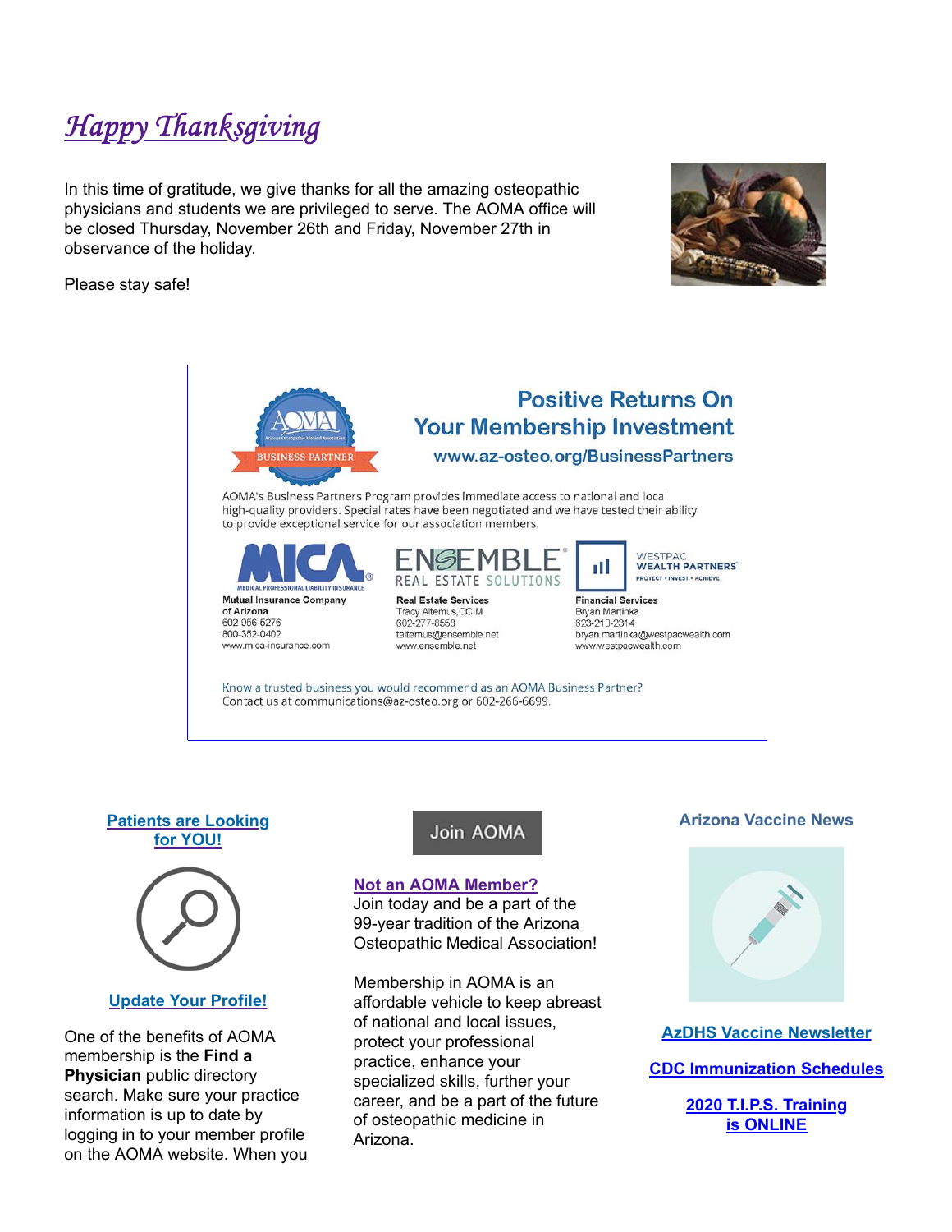# *Happy Thanksgiving*

In this time of gratitude, we give thanks for all the amazing osteopathic physicians and students we are privileged to serve. The AOMA office will be closed Thursday, November 26th and Friday, November 27th in observance of the holiday.

Please stay safe!

AOMA BUSINESS PARTNER

## Positive Returns On Your Membership Investment

www.az-osteo.org/BusinessPartners

AOMA's Business Partners Program provides immediate access to national and local high-quality providers. Special rates have been negotiated and we have tested their ability to provide exceptional service for our association members.

MICA MEDICAL PROFESSIONAL LIABILITY INSURANCE

**Mutual Insurance Company of Arizona**
602-956-5276
800-352-0402
www.mica-insurance.com

ENSEMBLE REAL ESTATE SOLUTIONS

**Real Estate Services**
Tracy Altemus, CCIM
602-277-8558
taltemus@ensemble.net
www.ensemble.net

WESTPAC WEALTH PARTNERS PROTECT • INVEST • ACHIEVE

**Financial Services**
Bryan Martinka
623-210-2314
bryan.martinka@westpacwealth.com
www.westpacwealth.com

Know a trusted business you would recommend as an AOMA Business Partner?
Contact us at communications@az-osteo.org or 602-266-6699.

### Patients are Looking for YOU!

**Update Your Profile!**

One of the benefits of AOMA membership is the **Find a Physician** public directory search. Make sure your practice information is up to date by logging in to your member profile on the AOMA website. When you

Join AOMA

**Not an AOMA Member?**
Join today and be a part of the 99-year tradition of the Arizona Osteopathic Medical Association!

Membership in AOMA is an affordable vehicle to keep abreast of national and local issues, protect your professional practice, enhance your specialized skills, further your career, and be a part of the future of osteopathic medicine in Arizona.

### Arizona Vaccine News

**AzDHS Vaccine Newsletter**

**CDC Immunization Schedules**

**2020 T.I.P.S. Training is ONLINE**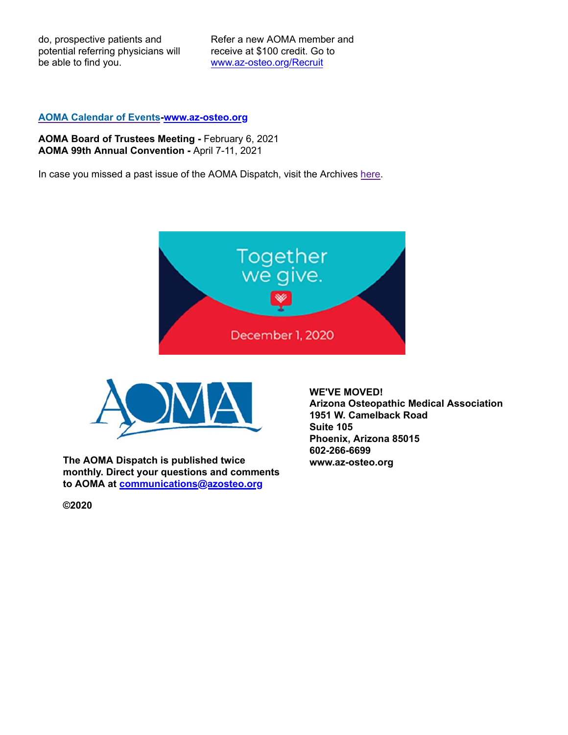do, prospective patients and potential referring physicians will be able to find you.

Refer a new AOMA member and receive at $100 credit. Go to [www.az-osteo.org/Recruit](www.az-osteo.org/Recruit)

**AOMA Calendar of Events-www.az-osteo.org**

**AOMA Board of Trustees Meeting -** February 6, 2021
**AOMA 99th Annual Convention -** April 7-11, 2021

In case you missed a past issue of the AOMA Dispatch, visit the Archives here.

Together we give.

December 1, 2020

**WE'VE MOVED!**
**Arizona Osteopathic Medical Association**
**1951 W. Camelback Road**
**Suite 105**
**Phoenix, Arizona 85015**
**602-266-6699**
**www.az-osteo.org**

**The AOMA Dispatch is published twice monthly. Direct your questions and comments to AOMA at communications@azosteo.org**

**©2020**